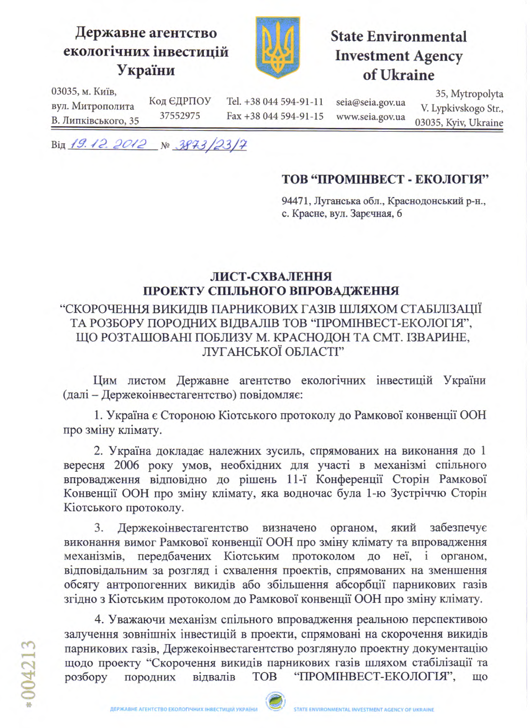**Державне агентство екологічних інвестицій України**

**State Environmental Investment Agency of Ukraine**

03035, м. Київ, вул. Митрополита В. Липківського, 35 | Код ЄДРПОУ 37552975 | Tel. +38 044 594-91-11 Fax +38 044 594-91-15 | seia@seia.gov.ua www.seia.gov.ua | 35, Mytropolyta V. Lypkivskogo Str., 03035, Kyiv, Ukraine

Від 19.12.2012 № 3873/23/7

**ТОВ "ПРОМІНВЕСТ - ЕКОЛОГІЯ"**

94471, Луганська обл., Краснодонський р-н., с. Красне, вул. Зарєчная, 6

## ЛИСТ-СХВАЛЕННЯ ПРОЕКТУ СПІЛЬНОГО ВПРОВАДЖЕННЯ

### "СКОРОЧЕННЯ ВИКИДІВ ПАРНИКОВИХ ГАЗІВ ШЛЯХОМ СТАБІЛІЗАЦІЇ ТА РОЗБОРУ ПОРОДНИХ ВІДВАЛІВ ТОВ "ПРОМІНВЕСТ-ЕКОЛОГІЯ", ЩО РОЗТАШОВАНІ ПОБЛИЗУ М. КРАСНОДОН ТА СМТ. ІЗВАРИНЕ, ЛУГАНСЬКОЇ ОБЛАСТІ"

Цим листом Державне агентство екологічних інвестицій України (далі – Держекоінвестагентство) повідомляє:

1. Україна є Стороною Кіотського протоколу до Рамкової конвенції ООН про зміну клімату.

2. Україна докладає належних зусиль, спрямованих на виконання до 1 вересня 2006 року умов, необхідних для участі в механізмі спільного впровадження відповідно до рішень 11-ї Конференції Сторін Рамкової Конвенції ООН про зміну клімату, яка водночас була 1-ю Зустріччю Сторін Кіотського протоколу.

3. Держекоінвестагентство визначено органом, який забезпечує виконання вимог Рамкової конвенції ООН про зміну клімату та впровадження механізмів, передбачених Кіотським протоколом до неї, і органом, відповідальним за розгляд і схвалення проектів, спрямованих на зменшення обсягу антропогенних викидів або збільшення абсорбції парникових газів згідно з Кіотським протоколом до Рамкової конвенції ООН про зміну клімату.

4. Уважаючи механізм спільного впровадження реальною перспективою залучення зовнішніх інвестицій в проекти, спрямовані на скорочення викидів парникових газів, Держекоінвестагентство розглянуло проектну документацію щодо проекту "Скорочення викидів парникових газів шляхом стабілізації та розбору породних відвалів ТОВ "ПРОМІНВЕСТ-ЕКОЛОГІЯ", що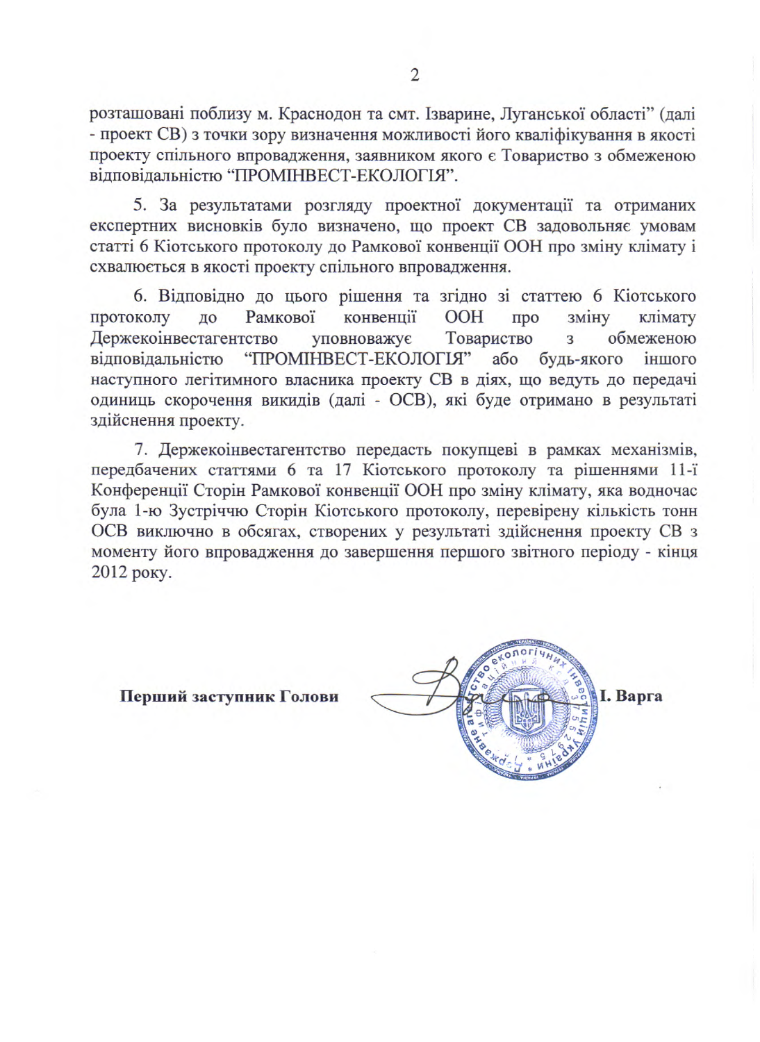розташовані поблизу м. Краснодон та смт. Ізварине, Луганської області” (далі - проект СВ) з точки зору визначення можливості його кваліфікування в якості проекту спільного впровадження, заявником якого є Товариство з обмеженою відповідальністю “ПРОМІНВЕСТ-ЕКОЛОГІЯ”.

5. За результатами розгляду проектної документації та отриманих експертних висновків було визначено, що проект СВ задовольняє умовам статті 6 Кіотського протоколу до Рамкової конвенції ООН про зміну клімату і схвалюється в якості проекту спільного впровадження.

6. Відповідно до цього рішення та згідно зі статтею 6 Кіотського протоколу до Рамкової конвенції ООН про зміну клімату Держекоінвестагентство уповноважує Товариство з обмеженою відповідальністю “ПРОМІНВЕСТ-ЕКОЛОГІЯ” або будь-якого іншого наступного легітимного власника проекту СВ в діях, що ведуть до передачі одиниць скорочення викидів (далі - ОСВ), які буде отримано в результаті здійснення проекту.

7. Держекоінвестагентство передасть покупцеві в рамках механізмів, передбачених статтями 6 та 17 Кіотського протоколу та рішеннями 11-ї Конференції Сторін Рамкової конвенції ООН про зміну клімату, яка водночас була 1-ю Зустріччю Сторін Кіотського протоколу, перевірену кількість тонн ОСВ виключно в обсягах, створених у результаті здійснення проекту СВ з моменту його впровадження до завершення першого звітного періоду - кінця 2012 року.

**Перший заступник Голови** **І. Варга**